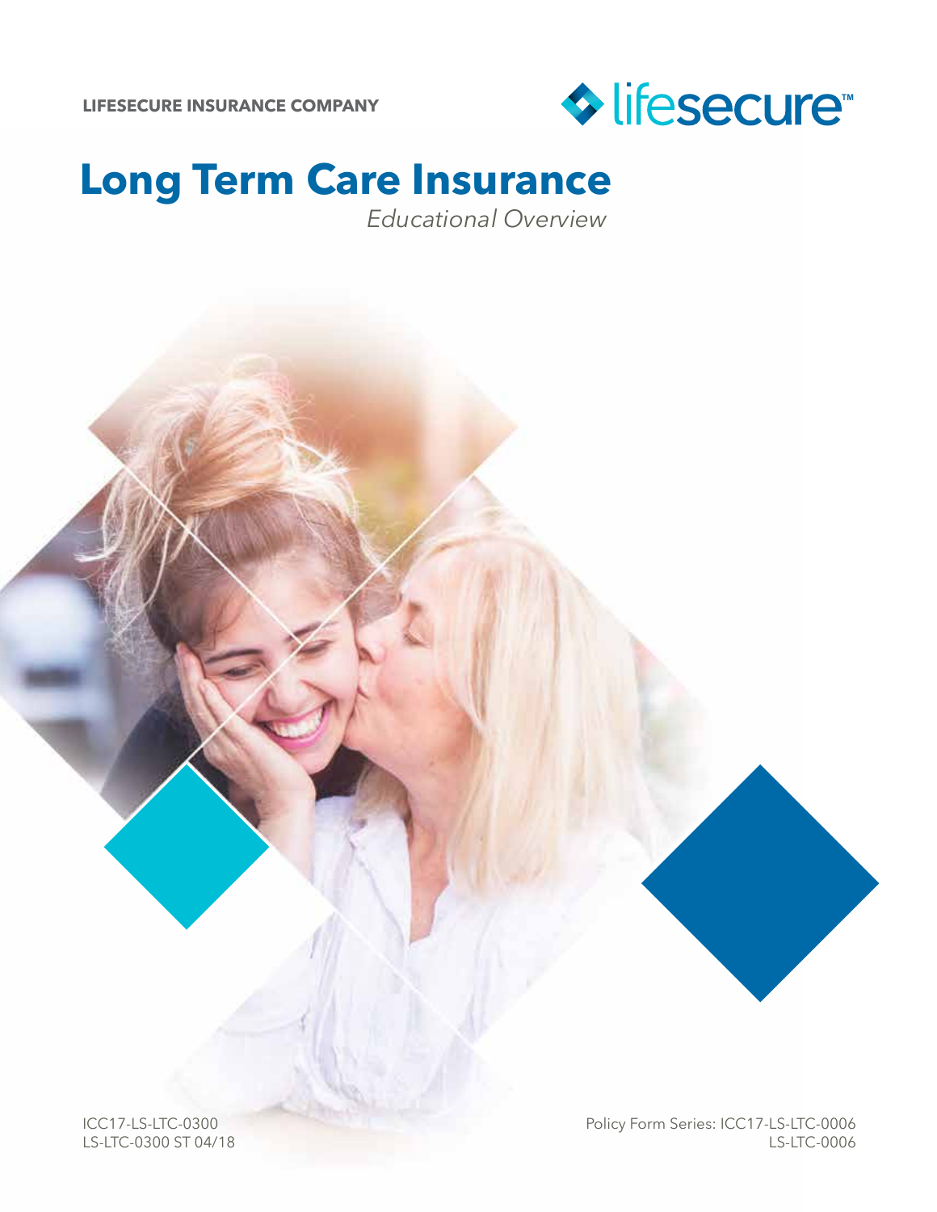LIFESECURE INSURANCE COMPANY

lifesecure™

# Long Term Care Insurance

*Educational Overview*

ICC17-LS-LTC-0300
LS-LTC-0300 ST 04/18

Policy Form Series: ICC17-LS-LTC-0006
LS-LTC-0006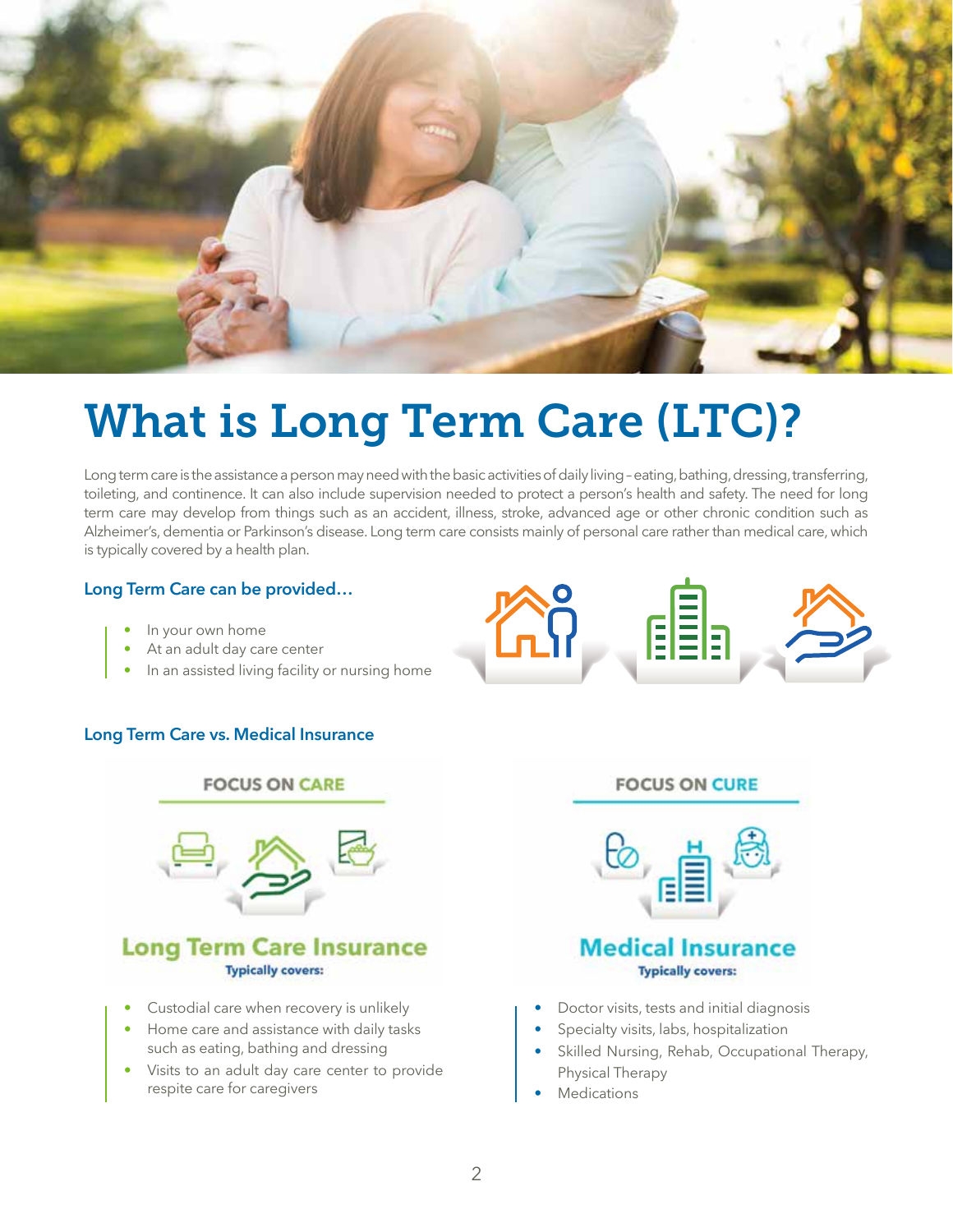# What is Long Term Care (LTC)?

Long term care is the assistance a person may need with the basic activities of daily living – eating, bathing, dressing, transferring, toileting, and continence. It can also include supervision needed to protect a person's health and safety. The need for long term care may develop from things such as an accident, illness, stroke, advanced age or other chronic condition such as Alzheimer's, dementia or Parkinson's disease. Long term care consists mainly of personal care rather than medical care, which is typically covered by a health plan.

### Long Term Care can be provided…

- In your own home
- At an adult day care center
- In an assisted living facility or nursing home

### Long Term Care vs. Medical Insurance

**FOCUS ON CARE**

**Long Term Care Insurance**

**Typically covers:**

- Custodial care when recovery is unlikely
- Home care and assistance with daily tasks such as eating, bathing and dressing
- Visits to an adult day care center to provide respite care for caregivers

**FOCUS ON CURE**

**Medical Insurance**

**Typically covers:**

- Doctor visits, tests and initial diagnosis
- Specialty visits, labs, hospitalization
- Skilled Nursing, Rehab, Occupational Therapy, Physical Therapy
- Medications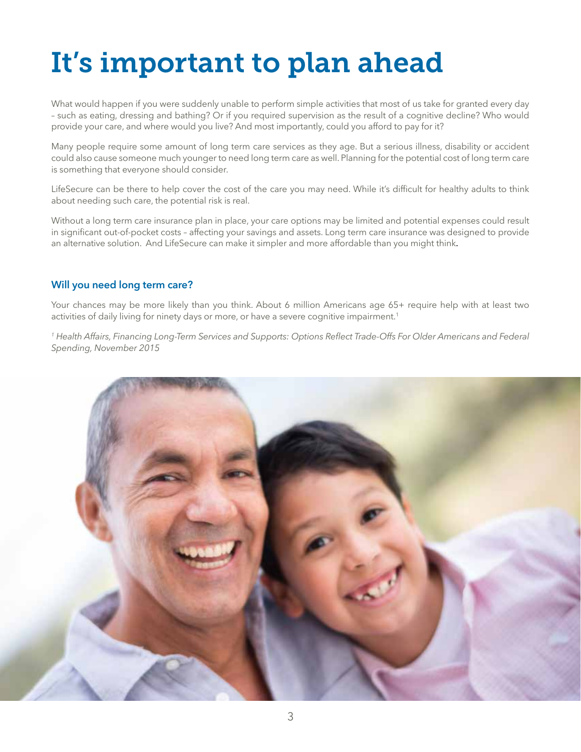# It's important to plan ahead

What would happen if you were suddenly unable to perform simple activities that most of us take for granted every day – such as eating, dressing and bathing? Or if you required supervision as the result of a cognitive decline? Who would provide your care, and where would you live? And most importantly, could you afford to pay for it?

Many people require some amount of long term care services as they age. But a serious illness, disability or accident could also cause someone much younger to need long term care as well. Planning for the potential cost of long term care is something that everyone should consider.

LifeSecure can be there to help cover the cost of the care you may need. While it's difficult for healthy adults to think about needing such care, the potential risk is real.

Without a long term care insurance plan in place, your care options may be limited and potential expenses could result in significant out-of-pocket costs – affecting your savings and assets. Long term care insurance was designed to provide an alternative solution. And LifeSecure can make it simpler and more affordable than you might think.

### Will you need long term care?

Your chances may be more likely than you think. About 6 million Americans age 65+ require help with at least two activities of daily living for ninety days or more, or have a severe cognitive impairment.[1]

*[1] Health Affairs, Financing Long-Term Services and Supports: Options Reflect Trade-Offs For Older Americans and Federal Spending, November 2015*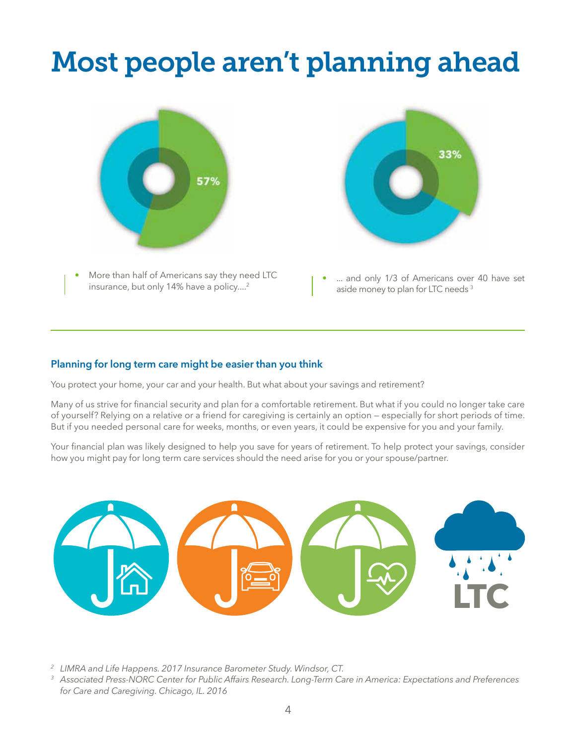# Most people aren't planning ahead

57%

- More than half of Americans say they need LTC insurance, but only 14% have a policy....[2]

33%

- ... and only 1/3 of Americans over 40 have set aside money to plan for LTC needs [3]

## Planning for long term care might be easier than you think

You protect your home, your car and your health. But what about your savings and retirement?

Many of us strive for financial security and plan for a comfortable retirement. But what if you could no longer take care of yourself? Relying on a relative or a friend for caregiving is certainly an option — especially for short periods of time. But if you needed personal care for weeks, months, or even years, it could be expensive for you and your family.

Your financial plan was likely designed to help you save for years of retirement. To help protect your savings, consider how you might pay for long term care services should the need arise for you or your spouse/partner.

LTC

[2] *LIMRA and Life Happens. 2017 Insurance Barometer Study. Windsor, CT.*

[3] *Associated Press-NORC Center for Public Affairs Research. Long-Term Care in America: Expectations and Preferences for Care and Caregiving. Chicago, IL. 2016*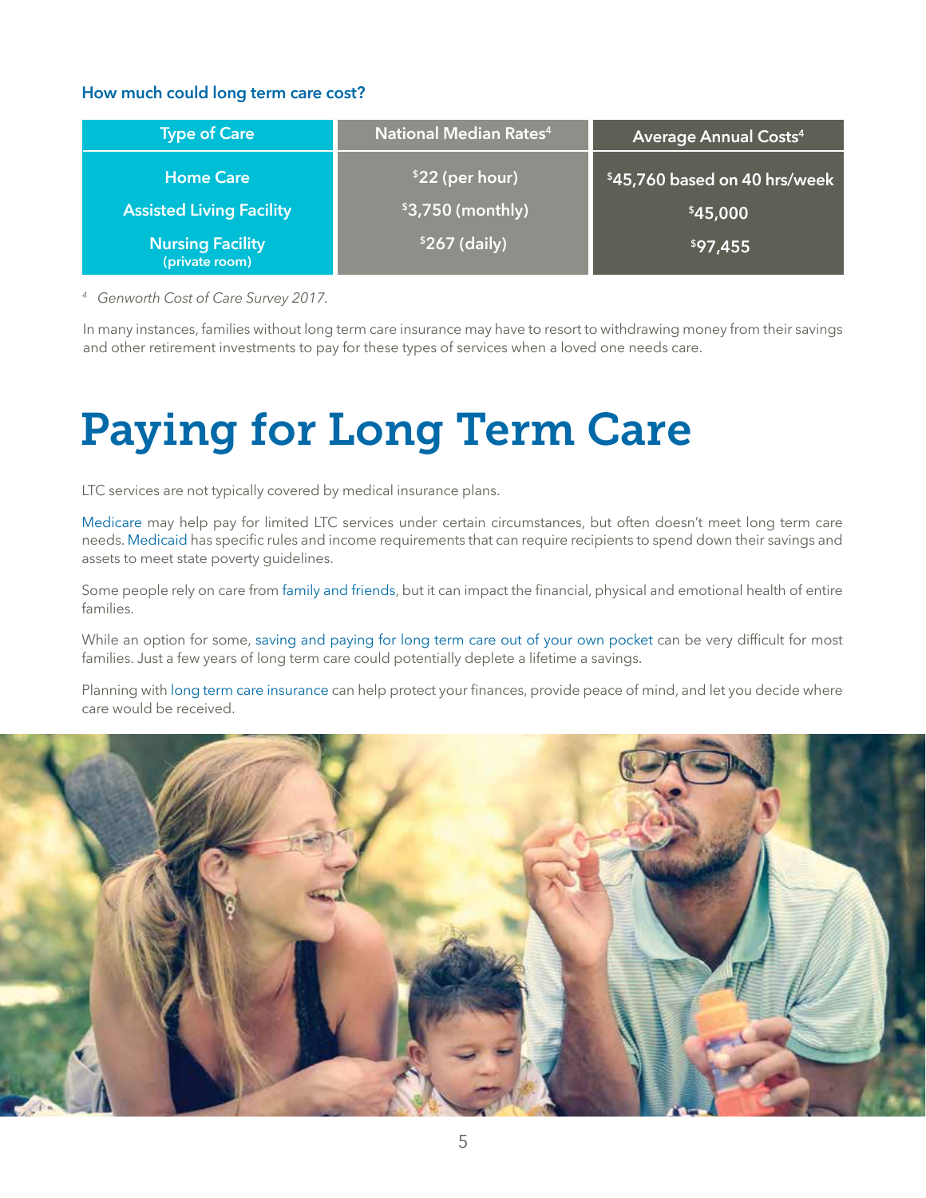### How much could long term care cost?

| Type of Care | National Median Rates[4] | Average Annual Costs[4] |
|---|---|---|
| Home Care | $22 (per hour) | $45,760 based on 40 hrs/week |
| Assisted Living Facility | $3,750 (monthly) | $45,000 |
| Nursing Facility (private room) | $267 (daily) | $97,455 |

[4] *Genworth Cost of Care Survey 2017.*

In many instances, families without long term care insurance may have to resort to withdrawing money from their savings and other retirement investments to pay for these types of services when a loved one needs care.

# Paying for Long Term Care

LTC services are not typically covered by medical insurance plans.

Medicare may help pay for limited LTC services under certain circumstances, but often doesn't meet long term care needs. Medicaid has specific rules and income requirements that can require recipients to spend down their savings and assets to meet state poverty guidelines.

Some people rely on care from family and friends, but it can impact the financial, physical and emotional health of entire families.

While an option for some, saving and paying for long term care out of your own pocket can be very difficult for most families. Just a few years of long term care could potentially deplete a lifetime a savings.

Planning with long term care insurance can help protect your finances, provide peace of mind, and let you decide where care would be received.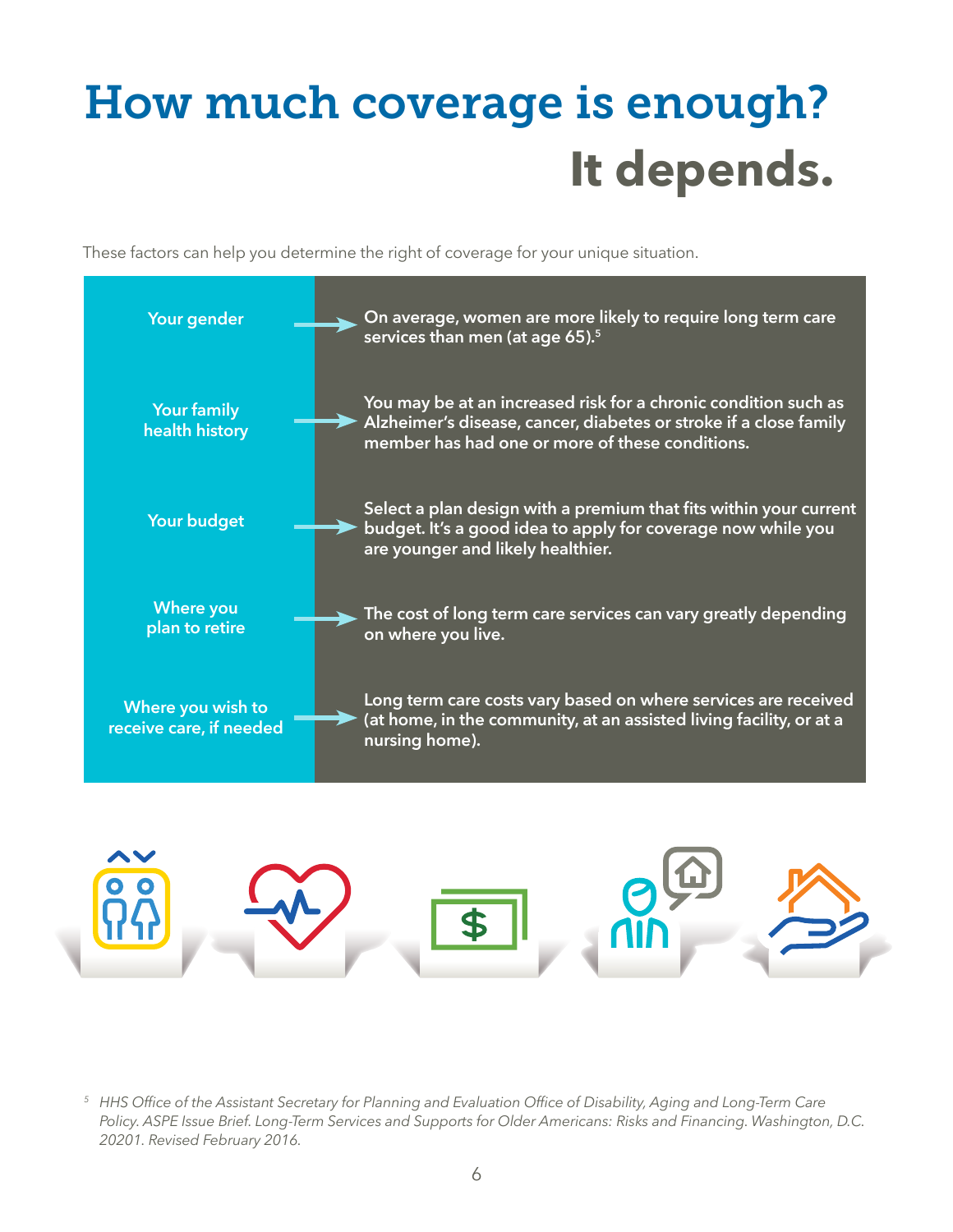# How much coverage is enough? It depends.

These factors can help you determine the right of coverage for your unique situation.

| Factor | Consideration |
| --- | --- |
| Your gender | On average, women are more likely to require long term care services than men (at age 65).[5] |
| Your family health history | You may be at an increased risk for a chronic condition such as Alzheimer's disease, cancer, diabetes or stroke if a close family member has had one or more of these conditions. |
| Your budget | Select a plan design with a premium that fits within your current budget. It's a good idea to apply for coverage now while you are younger and likely healthier. |
| Where you plan to retire | The cost of long term care services can vary greatly depending on where you live. |
| Where you wish to receive care, if needed | Long term care costs vary based on where services are received (at home, in the community, at an assisted living facility, or at a nursing home). |

[5] *HHS Office of the Assistant Secretary for Planning and Evaluation Office of Disability, Aging and Long-Term Care Policy. ASPE Issue Brief. Long-Term Services and Supports for Older Americans: Risks and Financing. Washington, D.C. 20201. Revised February 2016.*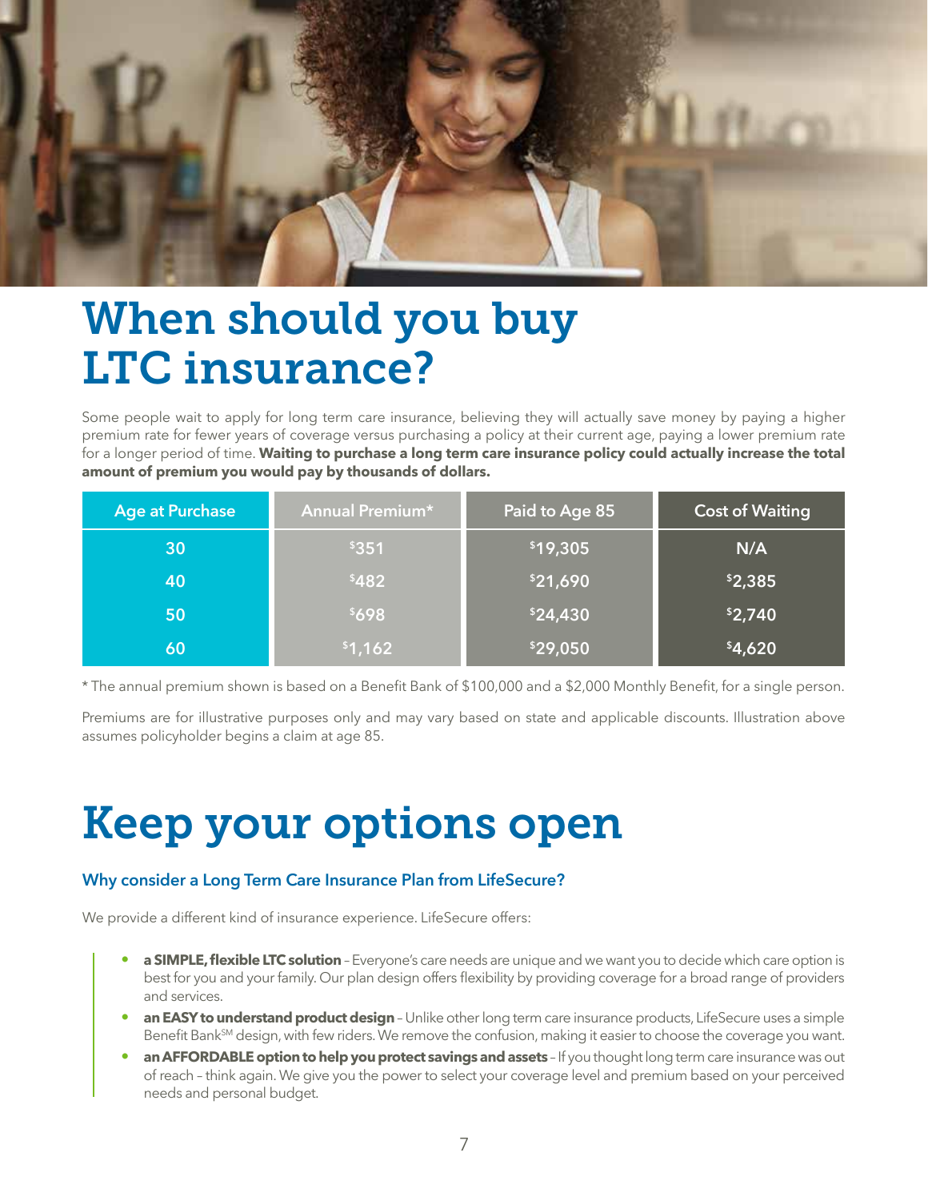# When should you buy LTC insurance?

Some people wait to apply for long term care insurance, believing they will actually save money by paying a higher premium rate for fewer years of coverage versus purchasing a policy at their current age, paying a lower premium rate for a longer period of time. **Waiting to purchase a long term care insurance policy could actually increase the total amount of premium you would pay by thousands of dollars.**

| Age at Purchase | Annual Premium* | Paid to Age 85 | Cost of Waiting |
|---|---|---|---|
| 30 | $351 | $19,305 | N/A |
| 40 | $482 | $21,690 | $2,385 |
| 50 | $698 | $24,430 | $2,740 |
| 60 | $1,162 | $29,050 | $4,620 |

* The annual premium shown is based on a Benefit Bank of $100,000 and a $2,000 Monthly Benefit, for a single person.

Premiums are for illustrative purposes only and may vary based on state and applicable discounts. Illustration above assumes policyholder begins a claim at age 85.

# Keep your options open

### Why consider a Long Term Care Insurance Plan from LifeSecure?

We provide a different kind of insurance experience. LifeSecure offers:

- **a SIMPLE, flexible LTC solution** – Everyone's care needs are unique and we want you to decide which care option is best for you and your family. Our plan design offers flexibility by providing coverage for a broad range of providers and services.
- **an EASY to understand product design** – Unlike other long term care insurance products, LifeSecure uses a simple Benefit Bank℠ design, with few riders. We remove the confusion, making it easier to choose the coverage you want.
- **an AFFORDABLE option to help you protect savings and assets** – If you thought long term care insurance was out of reach – think again. We give you the power to select your coverage level and premium based on your perceived needs and personal budget.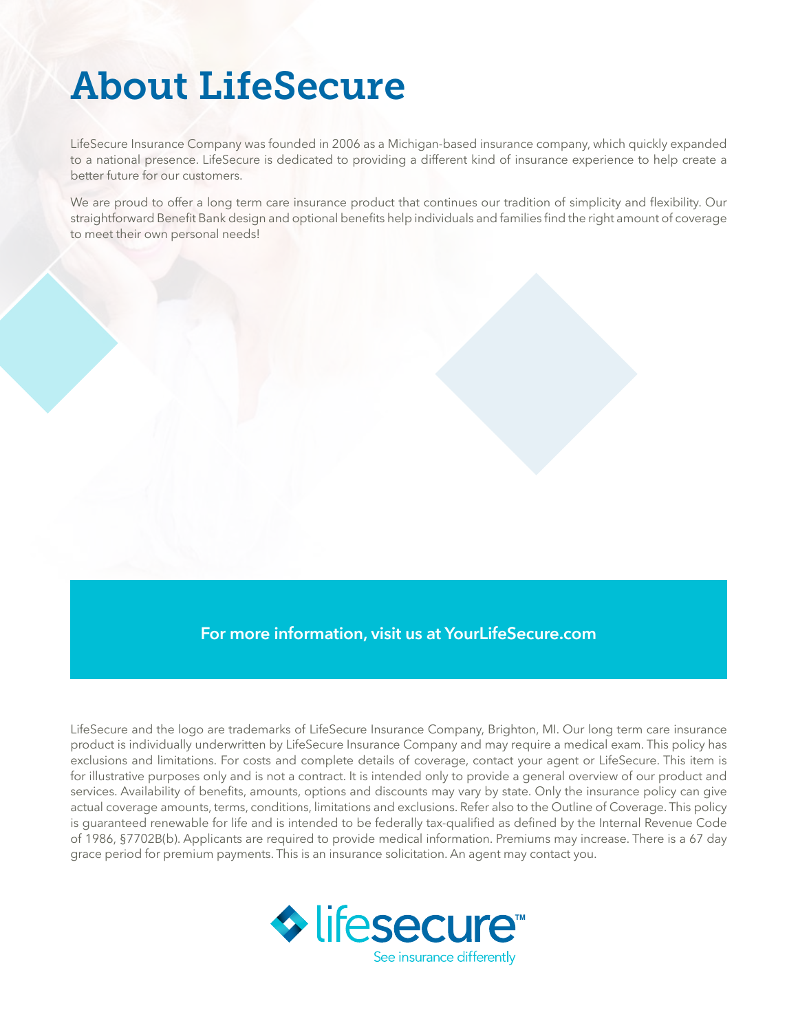# About LifeSecure

LifeSecure Insurance Company was founded in 2006 as a Michigan-based insurance company, which quickly expanded to a national presence. LifeSecure is dedicated to providing a different kind of insurance experience to help create a better future for our customers.

We are proud to offer a long term care insurance product that continues our tradition of simplicity and flexibility. Our straightforward Benefit Bank design and optional benefits help individuals and families find the right amount of coverage to meet their own personal needs!

**For more information, visit us at YourLifeSecure.com**

LifeSecure and the logo are trademarks of LifeSecure Insurance Company, Brighton, MI. Our long term care insurance product is individually underwritten by LifeSecure Insurance Company and may require a medical exam. This policy has exclusions and limitations. For costs and complete details of coverage, contact your agent or LifeSecure. This item is for illustrative purposes only and is not a contract. It is intended only to provide a general overview of our product and services. Availability of benefits, amounts, options and discounts may vary by state. Only the insurance policy can give actual coverage amounts, terms, conditions, limitations and exclusions. Refer also to the Outline of Coverage. This policy is guaranteed renewable for life and is intended to be federally tax-qualified as defined by the Internal Revenue Code of 1986, §7702B(b). Applicants are required to provide medical information. Premiums may increase. There is a 67 day grace period for premium payments. This is an insurance solicitation. An agent may contact you.

lifesecure™

See insurance differently